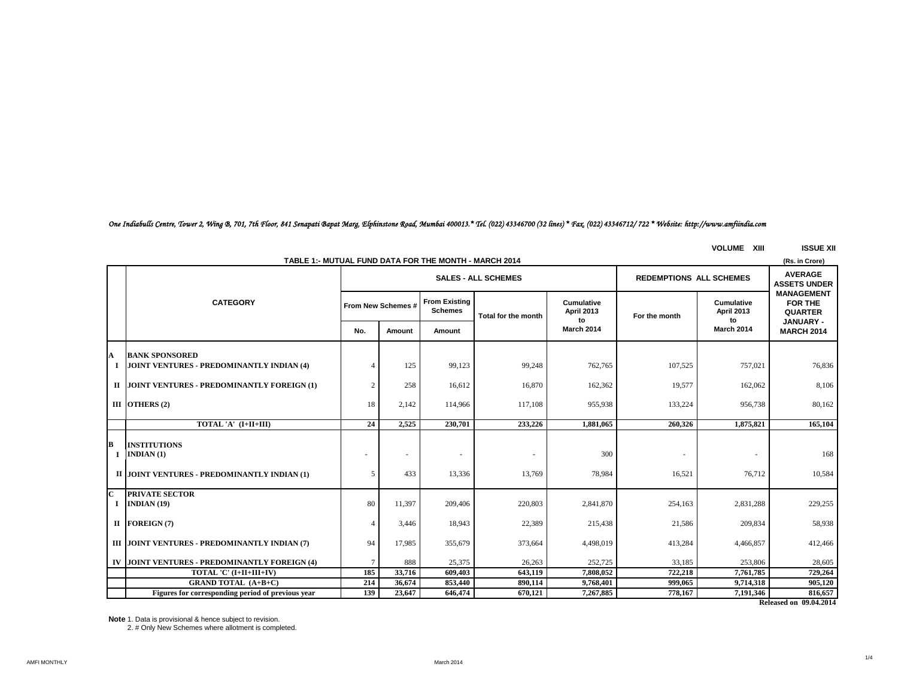*One Indiabulls Centre, Tower 2, Wing B, 701, 7th Floor, 841 Senapati Bapat Marg, Elphinstone Road, Mumbai 400013.* Tel. (022) 43346700 (32 lines) * Fax. (022) 43346712/ 722 * Website: http://www.amfiindia.com*

**VOLUME XIII** **ISSUE XII**

## TABLE 1:- MUTUAL FUND DATA FOR THE MONTH - MARCH 2014

(Rs. in Crore)

| | CATEGORY | SALES - ALL SCHEMES | | | | | REDEMPTIONS ALL SCHEMES | | AVERAGE ASSETS UNDER MANAGEMENT FOR THE QUARTER JANUARY - MARCH 2014 |
|---|---|---|---|---|---|---|---|---|---|
| | | From New Schemes # | | From Existing Schemes | Total for the month | Cumulative April 2013 to March 2014 | For the month | Cumulative April 2013 to March 2014 | |
| | | No. | Amount | Amount | | | | | |
| **A** | **BANK SPONSORED** | | | | | | | | |
| **I** | **JOINT VENTURES - PREDOMINANTLY INDIAN (4)** | 4 | 125 | 99,123 | 99,248 | 762,765 | 107,525 | 757,021 | 76,836 |
| **II** | **JOINT VENTURES - PREDOMINANTLY FOREIGN (1)** | 2 | 258 | 16,612 | 16,870 | 162,362 | 19,577 | 162,062 | 8,106 |
| **III** | **OTHERS (2)** | 18 | 2,142 | 114,966 | 117,108 | 955,938 | 133,224 | 956,738 | 80,162 |
| | **TOTAL 'A' (I+II+III)** | **24** | **2,525** | **230,701** | **233,226** | **1,881,065** | **260,326** | **1,875,821** | **165,104** |
| **B** | **INSTITUTIONS** | | | | | | | | |
| **I** | **INDIAN (1)** | - | - | - | - | 300 | - | - | 168 |
| **II** | **JOINT VENTURES - PREDOMINANTLY INDIAN (1)** | 5 | 433 | 13,336 | 13,769 | 78,984 | 16,521 | 76,712 | 10,584 |
| **C** | **PRIVATE SECTOR** | | | | | | | | |
| **I** | **INDIAN (19)** | 80 | 11,397 | 209,406 | 220,803 | 2,841,870 | 254,163 | 2,831,288 | 229,255 |
| **II** | **FOREIGN (7)** | 4 | 3,446 | 18,943 | 22,389 | 215,438 | 21,586 | 209,834 | 58,938 |
| **III** | **JOINT VENTURES - PREDOMINANTLY INDIAN (7)** | 94 | 17,985 | 355,679 | 373,664 | 4,498,019 | 413,284 | 4,466,857 | 412,466 |
| **IV** | **JOINT VENTURES - PREDOMINANTLY FOREIGN (4)** | 7 | 888 | 25,375 | 26,263 | 252,725 | 33,185 | 253,806 | 28,605 |
| | **TOTAL 'C' (I+II+III+IV)** | **185** | **33,716** | **609,403** | **643,119** | **7,808,052** | **722,218** | **7,761,785** | **729,264** |
| | **GRAND TOTAL (A+B+C)** | **214** | **36,674** | **853,440** | **890,114** | **9,768,401** | **999,065** | **9,714,318** | **905,120** |
| | **Figures for corresponding period of previous year** | **139** | **23,647** | **646,474** | **670,121** | **7,267,885** | **778,167** | **7,191,346** | **816,657** |

**Released on 09.04.2014**

**Note** 1. Data is provisional & hence subject to revision.
2. # Only New Schemes where allotment is completed.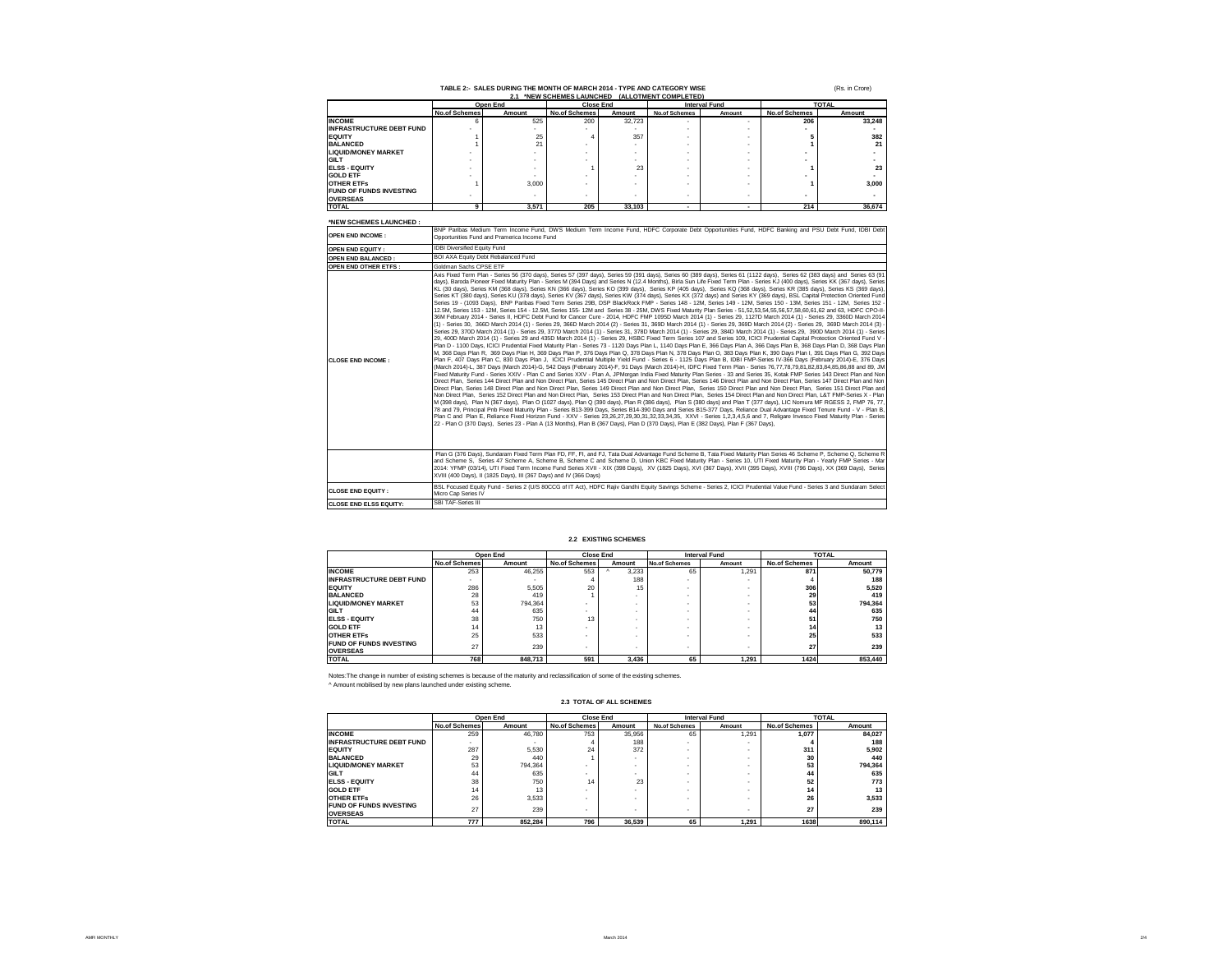## TABLE 2:- SALES DURING THE MONTH OF MARCH 2014 - TYPE AND CATEGORY WISE

(Rs. in Crore)

### 2.1 *NEW SCHEMES LAUNCHED (ALLOTMENT COMPLETED)

| | Open End | | Close End | | Interval Fund | | TOTAL | |
|---|---|---|---|---|---|---|---|---|
| | No.of Schemes | Amount | No.of Schemes | Amount | No.of Schemes | Amount | No.of Schemes | Amount |
| INCOME | 6 | 525 | 200 | 32,723 | - | - | 206 | 33,248 |
| INFRASTRUCTURE DEBT FUND | - | - | - | - | - | - | - | - |
| EQUITY | 1 | 25 | 4 | 357 | - | - | 5 | 382 |
| BALANCED | 1 | 21 | - | - | - | - | 1 | 21 |
| LIQUID/MONEY MARKET | - | - | - | - | - | - | - | - |
| GILT | - | - | - | - | - | - | - | - |
| ELSS - EQUITY | - | - | 1 | 23 | - | - | 1 | 23 |
| GOLD ETF | - | - | - | - | - | - | - | - |
| OTHER ETFs | 1 | 3,000 | - | - | - | - | 1 | 3,000 |
| FUND OF FUNDS INVESTING OVERSEAS | - | - | - | - | - | - | - | - |
| TOTAL | 9 | 3,571 | 205 | 33,103 | - | - | 214 | 36,674 |

**\*NEW SCHEMES LAUNCHED :**

| | |
|---|---|
| OPEN END INCOME : | BNP Paribas Medium Term Income Fund, DWS Medium Term Income Fund, HDFC Corporate Debt Opportunities Fund, HDFC Banking and PSU Debt Fund, IDBI Debt Opportunities Fund and Pramerica Income Fund |
| OPEN END EQUITY : | IDBI Diversified Equity Fund |
| OPEN END BALANCED : | BOI AXA Equity Debt Rebalanced Fund |
| OPEN END OTHER ETFS : | Goldman Sachs CPSE ETF |
| CLOSE END INCOME : | Axis Fixed Term Plan - Series 56 (370 days), Series 57 (397 days), Series 59 (391 days), Series 60 (389 days), Series 61 (1122 days), Series 62 (383 days) and Series 63 (91 days), Baroda Pioneer Fixed Maturity Plan - Series M (394 Days) and Series N (12.4 Months), Birla Sun Life Fixed Term Plan - Series KJ (400 days), Series KK (367 days), Series KL (30 days), Series KM (368 days), Series KN (366 days), Series KO (399 days), Series KP (405 days), Series KQ (368 days), Series KR (385 days), Series KS (369 days), Series KT (380 days), Series KU (378 days), Series KV (367 days), Series KW (374 days), Series KX (372 days) and Series KY (369 days), BSL Capital Protection Oriented Fund Series 19 - (1093 Days), BNP Paribas Fixed Term Series 29B, DSP BlackRock FMP - Series 148 - 12M, Series 149 - 12M, Series 150 - 13M, Series 151 - 12M, Series 152 - 12.5M, Series 153 - 12M, Series 154 - 12.5M, Series 155- 12M and Series 38 - 25M, DWS Fixed Maturity Plan Series - 51,52,53,54,55,56,57,58,60,61,62 and 63, HDFC CPO-II-36M February 2014 - Series II, HDFC Debt Fund for Cancer Cure - 2014, HDFC FMP 1095D March 2014 (1) - Series 29, 1127D March 2014 (1) - Series 29, 3360D March 2014 (1) - Series 30, 366D March 2014 (1) - Series 29, 366D March 2014 (2) - Series 31, 369D March 2014 (1) - Series 29, 369D March 2014 (2) - Series 29, 369D March 2014 (3) - Series 29, 370D March 2014 (1) - Series 29, 377D March 2014 (1) - Series 31, 378D March 2014 (1) - Series 29, 384D March 2014 (1) - Series 29, 390D March 2014 (1) - Series 29, 400D March 2014 (1) - Series 29 and 435D March 2014 (1) - Series 29, HSBC Fixed Term Series 107 and Series 109, ICICI Prudential Capital Protection Oriented Fund V - Plan D - 1100 Days, ICICI Prudential Fixed Maturity Plan - Series 73 - 1120 Days Plan L, 1140 Days Plan E, 366 Days Plan A, 366 Days Plan B, 368 Days Plan D, 368 Days Plan M, 368 Days Plan R, 369 Days Plan H, 369 Days Plan P, 376 Days Plan Q, 378 Days Plan N, 378 Days Plan O, 383 Days Plan K, 390 Days Plan I, 391 Days Plan G, 392 Days Plan F, 407 Days Plan C, 830 Days Plan J, ICICI Prudential Multiple Yield Fund - Series 6 - 1125 Days Plan B, IDBI FMP-Series IV-366 Days (February 2014)-E, 376 Days (March 2014)-L, 387 Days (March 2014)-G, 542 Days (February 2014)-F, 91 Days (March 2014)-H, IDFC Fixed Term Plan - Series 76,77,78,79,81,82,83,84,85,86,88 and 89, JM Fixed Maturity Fund - Series XXIV - Plan C and Series XXV - Plan A, JPMorgan India Fixed Maturity Plan Series - 33 and Series 35, Kotak FMP Series 143 Direct Plan and Non Direct Plan, Series 144 Direct Plan and Non Direct Plan, Series 145 Direct Plan and Non Direct Plan, Series 146 Direct Plan and Non Direct Plan, Series 147 Direct Plan and Non Direct Plan, Series 148 Direct Plan and Non Direct Plan, Series 149 Direct Plan and Non Direct Plan, Series 150 Direct Plan and Non Direct Plan, Series 151 Direct Plan and Non Direct Plan, Series 152 Direct Plan and Non Direct Plan, Series 153 Direct Plan and Non Direct Plan, Series 154 Direct Plan and Non Direct Plan, L&T FMP-Series X - Plan M (398 days), Plan N (367 days), Plan O (1027 days), Plan Q (390 days), Plan R (386 days), Plan S (380 days) and Plan T (377 days), LIC Nomura MF RGESS 2, FMP 76, 77, 78 and 79, Principal Pnb Fixed Maturity Plan - Series B13-399 Days, Series B14-390 Days and Series B15-377 Days, Reliance Dual Advantage Fixed Tenure Fund - V - Plan B, Plan C and Plan E, Reliance Fixed Horizon Fund - XXV - Series 23,26,27,29,30,31,32,33,34,35, XXVI - Series 1,2,3,4,5,6 and 7, Religare Invesco Fixed Maturity Plan - Series 22 - Plan O (370 Days), Series 23 - Plan A (13 Months), Plan B (367 Days), Plan D (370 Days), Plan E (382 Days), Plan F (367 Days), |
| | Plan G (376 Days), Sundaram Fixed Term Plan FD, FF, FI, and FJ, Tata Dual Advantage Fund Scheme B, Tata Fixed Maturity Plan Series 46 Scheme P, Scheme Q, Scheme R and Scheme S, Series 47 Scheme A, Scheme B, Scheme C and Scheme D, Union KBC Fixed Maturity Plan - Series 10, UTI Fixed Maturity Plan - Yearly FMP Series - Mar 2014: YFMP (03/14), UTI Fixed Term Income Fund Series XVII - XIX (398 Days), XV (1825 Days), XVI (367 Days), XVII (395 Days), XVIII (796 Days), XX (369 Days), Series XVIII (400 Days), II (1825 Days), III (367 Days) and IV (366 Days) |
| CLOSE END EQUITY : | BSL Focused Equity Fund - Series 2 (U/S 80CCG of IT Act), HDFC Rajiv Gandhi Equity Savings Scheme - Series 2, ICICI Prudential Value Fund - Series 3 and Sundaram Select Micro Cap Series IV |
| CLOSE END ELSS EQUITY: | SBI TAF-Series III |

### 2.2 EXISTING SCHEMES

| | Open End | | Close End | | Interval Fund | | TOTAL | |
|---|---|---|---|---|---|---|---|---|
| | No.of Schemes | Amount | No.of Schemes | Amount | No.of Schemes | Amount | No.of Schemes | Amount |
| INCOME | 253 | 46,255 | 553 | ^ 3,233 | 65 | 1,291 | 871 | 50,779 |
| INFRASTRUCTURE DEBT FUND | - | - | 4 | 188 | - | - | 4 | 188 |
| EQUITY | 286 | 5,505 | 20 | 15 | - | - | 306 | 5,520 |
| BALANCED | 28 | 419 | 1 | - | - | - | 29 | 419 |
| LIQUID/MONEY MARKET | 53 | 794,364 | - | - | - | - | 53 | 794,364 |
| GILT | 44 | 635 | - | - | - | - | 44 | 635 |
| ELSS - EQUITY | 38 | 750 | 13 | - | - | - | 51 | 750 |
| GOLD ETF | 14 | 13 | - | - | - | - | 14 | 13 |
| OTHER ETFs | 25 | 533 | - | - | - | - | 25 | 533 |
| FUND OF FUNDS INVESTING OVERSEAS | 27 | 239 | - | - | - | - | 27 | 239 |
| TOTAL | 768 | 848,713 | 591 | 3,436 | 65 | 1,291 | 1424 | 853,440 |

Notes:The change in number of existing schemes is because of the maturity and reclassification of some of the existing schemes.

^ Amount mobilised by new plans launched under existing scheme.

### 2.3 TOTAL OF ALL SCHEMES

| | Open End | | Close End | | Interval Fund | | TOTAL | |
|---|---|---|---|---|---|---|---|---|
| | No.of Schemes | Amount | No.of Schemes | Amount | No.of Schemes | Amount | No.of Schemes | Amount |
| INCOME | 259 | 46,780 | 753 | 35,956 | 65 | 1,291 | 1,077 | 84,027 |
| INFRASTRUCTURE DEBT FUND | - | - | 4 | 188 | - | - | 4 | 188 |
| EQUITY | 287 | 5,530 | 24 | 372 | - | - | 311 | 5,902 |
| BALANCED | 29 | 440 | 1 | - | - | - | 30 | 440 |
| LIQUID/MONEY MARKET | 53 | 794,364 | - | - | - | - | 53 | 794,364 |
| GILT | 44 | 635 | - | - | - | - | 44 | 635 |
| ELSS - EQUITY | 38 | 750 | 14 | 23 | - | - | 52 | 773 |
| GOLD ETF | 14 | 13 | - | - | - | - | 14 | 13 |
| OTHER ETFs | 26 | 3,533 | - | - | - | - | 26 | 3,533 |
| FUND OF FUNDS INVESTING OVERSEAS | 27 | 239 | - | - | - | - | 27 | 239 |
| TOTAL | 777 | 852,284 | 796 | 36,539 | 65 | 1,291 | 1638 | 890,114 |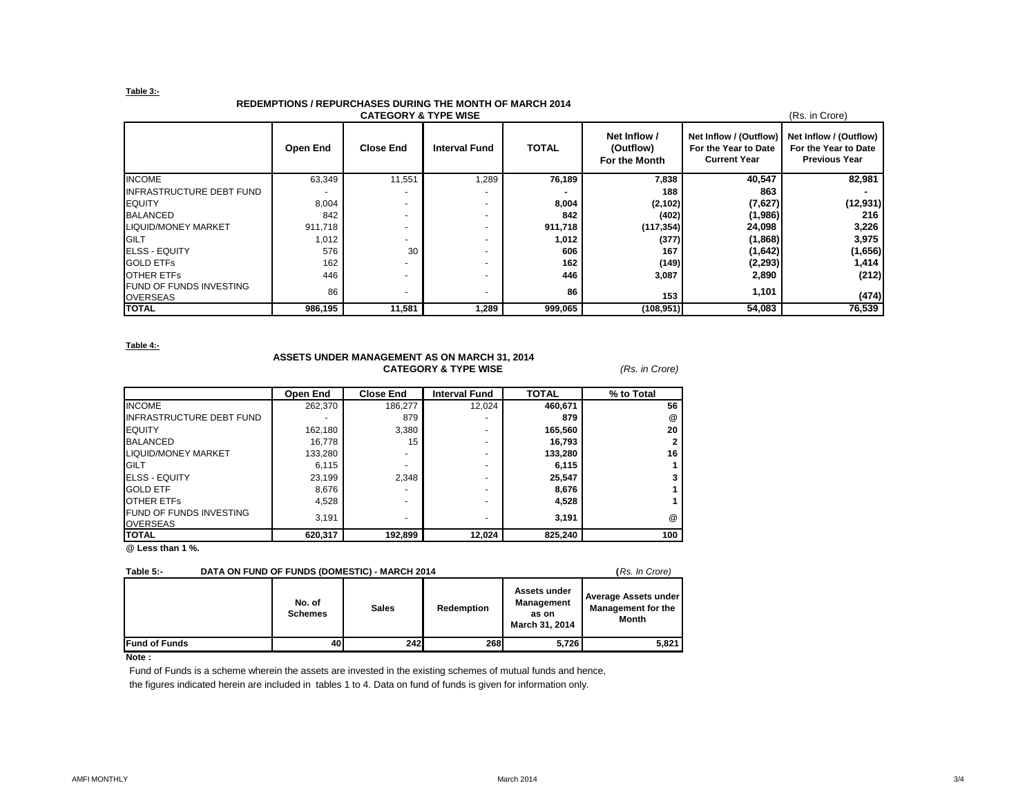**Table 3:-**

### REDEMPTIONS / REPURCHASES DURING THE MONTH OF MARCH 2014
### CATEGORY & TYPE WISE

(Rs. in Crore)

| | Open End | Close End | Interval Fund | TOTAL | Net Inflow / (Outflow) For the Month | Net Inflow / (Outflow) For the Year to Date Current Year | Net Inflow / (Outflow) For the Year to Date Previous Year |
|---|---|---|---|---|---|---|---|
| INCOME | 63,349 | 11,551 | 1,289 | **76,189** | **7,838** | **40,547** | **82,981** |
| INFRASTRUCTURE DEBT FUND | - | - | - | **-** | **188** | **863** | **-** |
| EQUITY | 8,004 | - | - | **8,004** | **(2,102)** | **(7,627)** | **(12,931)** |
| BALANCED | 842 | - | - | **842** | **(402)** | **(1,986)** | **216** |
| LIQUID/MONEY MARKET | 911,718 | - | - | **911,718** | **(117,354)** | **24,098** | **3,226** |
| GILT | 1,012 | - | - | **1,012** | **(377)** | **(1,868)** | **3,975** |
| ELSS - EQUITY | 576 | 30 | - | **606** | **167** | **(1,642)** | **(1,656)** |
| GOLD ETFs | 162 | - | - | **162** | **(149)** | **(2,293)** | **1,414** |
| OTHER ETFs | 446 | - | - | **446** | **3,087** | **2,890** | **(212)** |
| FUND OF FUNDS INVESTING OVERSEAS | 86 | - | - | **86** | **153** | **1,101** | **(474)** |
| **TOTAL** | **986,195** | **11,581** | **1,289** | **999,065** | **(108,951)** | **54,083** | **76,539** |

**Table 4:-**

### ASSETS UNDER MANAGEMENT AS ON MARCH 31, 2014
### CATEGORY & TYPE WISE

*(Rs. in Crore)*

| | Open End | Close End | Interval Fund | TOTAL | % to Total |
|---|---|---|---|---|---|
| INCOME | 262,370 | 186,277 | 12,024 | **460,671** | **56** |
| INFRASTRUCTURE DEBT FUND | - | 879 | - | **879** | @ |
| EQUITY | 162,180 | 3,380 | - | **165,560** | **20** |
| BALANCED | 16,778 | 15 | - | **16,793** | **2** |
| LIQUID/MONEY MARKET | 133,280 | - | - | **133,280** | **16** |
| GILT | 6,115 | - | - | **6,115** | **1** |
| ELSS - EQUITY | 23,199 | 2,348 | - | **25,547** | **3** |
| GOLD ETF | 8,676 | - | - | **8,676** | **1** |
| OTHER ETFs | 4,528 | - | - | **4,528** | **1** |
| FUND OF FUNDS INVESTING OVERSEAS | 3,191 | - | - | **3,191** | @ |
| **TOTAL** | **620,317** | **192,899** | **12,024** | **825,240** | **100** |

**@ Less than 1 %.**

**Table 5:- DATA ON FUND OF FUNDS (DOMESTIC) - MARCH 2014** (*Rs. In Crore*)

| | No. of Schemes | Sales | Redemption | Assets under Management as on March 31, 2014 | Average Assets under Management for the Month |
|---|---|---|---|---|---|
| **Fund of Funds** | **40** | **242** | **268** | **5,726** | **5,821** |

**Note :**

Fund of Funds is a scheme wherein the assets are invested in the existing schemes of mutual funds and hence, the figures indicated herein are included in tables 1 to 4. Data on fund of funds is given for information only.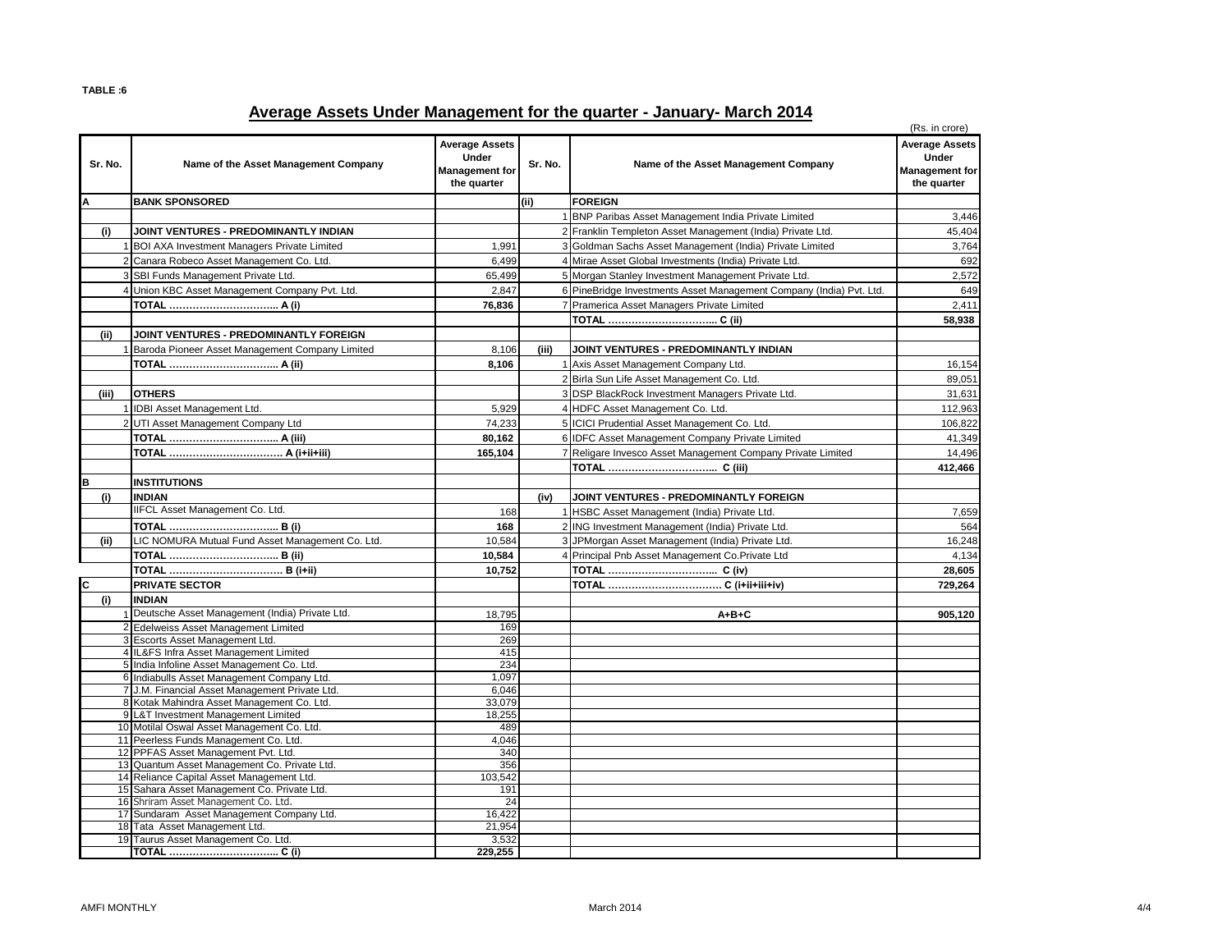TABLE :6

## Average Assets Under Management for the quarter - January- March 2014

(Rs. in crore)

| Sr. No. | Name of the Asset Management Company | Average Assets Under Management for the quarter | Sr. No. | Name of the Asset Management Company | Average Assets Under Management for the quarter |
|---|---|---|---|---|---|
| A | **BANK SPONSORED** | | (ii) | **FOREIGN** | |
| | | | 1 | BNP Paribas Asset Management India Private Limited | 3,446 |
| (i) | **JOINT VENTURES - PREDOMINANTLY INDIAN** | | 2 | Franklin Templeton Asset Management (India) Private Ltd. | 45,404 |
| 1 | BOI AXA Investment Managers Private Limited | 1,991 | 3 | Goldman Sachs Asset Management (India) Private Limited | 3,764 |
| 2 | Canara Robeco Asset Management Co. Ltd. | 6,499 | 4 | Mirae Asset Global Investments (India) Private Ltd. | 692 |
| 3 | SBI Funds Management Private Ltd. | 65,499 | 5 | Morgan Stanley Investment Management Private Ltd. | 2,572 |
| 4 | Union KBC Asset Management Company Pvt. Ltd. | 2,847 | 6 | PineBridge Investments Asset Management Company (India) Pvt. Ltd. | 649 |
| | **TOTAL ………………………….. A (i)** | **76,836** | 7 | Pramerica Asset Managers Private Limited | 2,411 |
| | | | | **TOTAL ………………………….. C (ii)** | **58,938** |
| (ii) | **JOINT VENTURES - PREDOMINANTLY FOREIGN** | | | | |
| 1 | Baroda Pioneer Asset Management Company Limited | 8,106 | (iii) | **JOINT VENTURES - PREDOMINANTLY INDIAN** | |
| | **TOTAL ………………………….. A (ii)** | **8,106** | 1 | Axis Asset Management Company Ltd. | 16,154 |
| | | | 2 | Birla Sun Life Asset Management Co. Ltd. | 89,051 |
| (iii) | **OTHERS** | | 3 | DSP BlackRock Investment Managers Private Ltd. | 31,631 |
| 1 | IDBI Asset Management Ltd. | 5,929 | 4 | HDFC Asset Management Co. Ltd. | 112,963 |
| 2 | UTI Asset Management Company Ltd | 74,233 | 5 | ICICI Prudential Asset Management Co. Ltd. | 106,822 |
| | **TOTAL ………………………….. A (iii)** | **80,162** | 6 | IDFC Asset Management Company Private Limited | 41,349 |
| | **TOTAL …………………………… A (i+ii+iii)** | **165,104** | 7 | Religare Invesco Asset Management Company Private Limited | 14,496 |
| | | | | **TOTAL ………………………….. C (iii)** | **412,466** |
| B | **INSTITUTIONS** | | | | |
| (i) | **INDIAN** | | (iv) | **JOINT VENTURES - PREDOMINANTLY FOREIGN** | |
| | IIFCL Asset Management Co. Ltd. | 168 | 1 | HSBC Asset Management (India) Private Ltd. | 7,659 |
| | **TOTAL ………………………….. B (i)** | **168** | 2 | ING Investment Management (India) Private Ltd. | 564 |
| (ii) | LIC NOMURA Mutual Fund Asset Management Co. Ltd. | 10,584 | 3 | JPMorgan Asset Management (India) Private Ltd. | 16,248 |
| | **TOTAL ………………………….. B (ii)** | **10,584** | 4 | Principal Pnb Asset Management Co.Private Ltd | 4,134 |
| | **TOTAL …………………………… B (i+ii)** | **10,752** | | **TOTAL ………………………….. C (iv)** | **28,605** |
| C | **PRIVATE SECTOR** | | | **TOTAL …………………………… C (i+ii+iii+iv)** | **729,264** |
| (i) | **INDIAN** | | | | |
| 1 | Deutsche Asset Management (India) Private Ltd. | 18,795 | | **A+B+C** | **905,120** |
| 2 | Edelweiss Asset Management Limited | 169 | | | |
| 3 | Escorts Asset Management Ltd. | 269 | | | |
| 4 | IL&FS Infra Asset Management Limited | 415 | | | |
| 5 | India Infoline Asset Management Co. Ltd. | 234 | | | |
| 6 | Indiabulls Asset Management Company Ltd. | 1,097 | | | |
| 7 | J.M. Financial Asset Management Private Ltd. | 6,046 | | | |
| 8 | Kotak Mahindra Asset Management Co. Ltd. | 33,079 | | | |
| 9 | L&T Investment Management Limited | 18,255 | | | |
| 10 | Motilal Oswal Asset Management Co. Ltd. | 489 | | | |
| 11 | Peerless Funds Management Co. Ltd. | 4,046 | | | |
| 12 | PPFAS Asset Management Pvt. Ltd. | 340 | | | |
| 13 | Quantum Asset Management Co. Private Ltd. | 356 | | | |
| 14 | Reliance Capital Asset Management Ltd. | 103,542 | | | |
| 15 | Sahara Asset Management Co. Private Ltd. | 191 | | | |
| 16 | Shriram Asset Management Co. Ltd. | 24 | | | |
| 17 | Sundaram Asset Management Company Ltd. | 16,422 | | | |
| 18 | Tata Asset Management Ltd. | 21,954 | | | |
| 19 | Taurus Asset Management Co. Ltd. | 3,532 | | | |
| | **TOTAL ………………………….. C (i)** | **229,255** | | | |